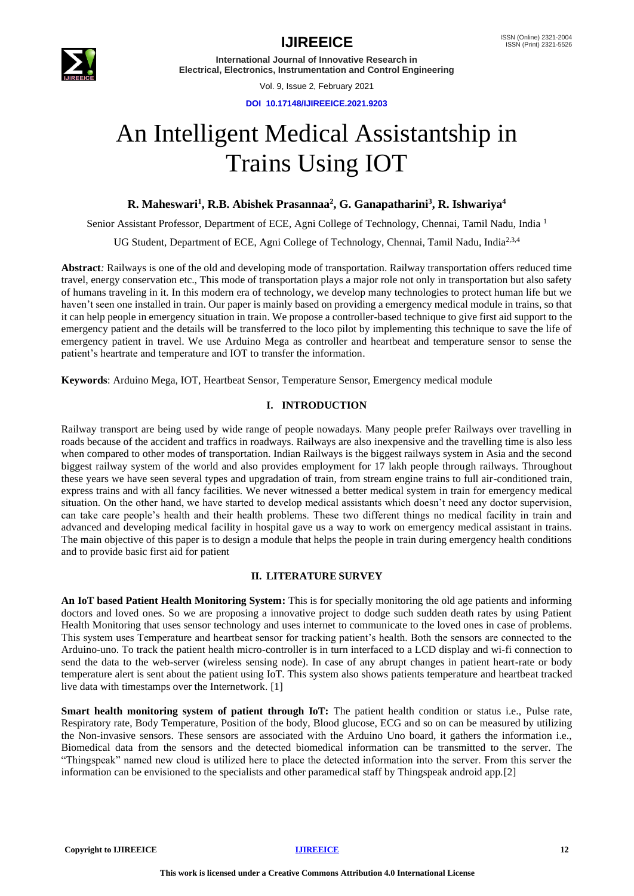# An Intelligent Medical Assistantship in Trains Using IOT

**R. Maheswari[1], R.B. Abishek Prasannaa[2], G. Ganapatharini[3], R. Ishwariya[4]**

Senior Assistant Professor, Department of ECE, Agni College of Technology, Chennai, Tamil Nadu, India [1]

UG Student, Department of ECE, Agni College of Technology, Chennai, Tamil Nadu, India[2,3,4]

**Abstract***:* Railways is one of the old and developing mode of transportation. Railway transportation offers reduced time travel, energy conservation etc., This mode of transportation plays a major role not only in transportation but also safety of humans traveling in it. In this modern era of technology, we develop many technologies to protect human life but we haven't seen one installed in train. Our paper is mainly based on providing a emergency medical module in trains, so that it can help people in emergency situation in train. We propose a controller-based technique to give first aid support to the emergency patient and the details will be transferred to the loco pilot by implementing this technique to save the life of emergency patient in travel. We use Arduino Mega as controller and heartbeat and temperature sensor to sense the patient's heartrate and temperature and IOT to transfer the information.

**Keywords**: Arduino Mega, IOT, Heartbeat Sensor, Temperature Sensor, Emergency medical module

## I. INTRODUCTION

Railway transport are being used by wide range of people nowadays. Many people prefer Railways over travelling in roads because of the accident and traffics in roadways. Railways are also inexpensive and the travelling time is also less when compared to other modes of transportation. Indian Railways is the biggest railways system in Asia and the second biggest railway system of the world and also provides employment for 17 lakh people through railways. Throughout these years we have seen several types and upgradation of train, from stream engine trains to full air-conditioned train, express trains and with all fancy facilities. We never witnessed a better medical system in train for emergency medical situation. On the other hand, we have started to develop medical assistants which doesn't need any doctor supervision, can take care people's health and their health problems. These two different things no medical facility in train and advanced and developing medical facility in hospital gave us a way to work on emergency medical assistant in trains. The main objective of this paper is to design a module that helps the people in train during emergency health conditions and to provide basic first aid for patient

## II. LITERATURE SURVEY

**An IoT based Patient Health Monitoring System:** This is for specially monitoring the old age patients and informing doctors and loved ones. So we are proposing a innovative project to dodge such sudden death rates by using Patient Health Monitoring that uses sensor technology and uses internet to communicate to the loved ones in case of problems. This system uses Temperature and heartbeat sensor for tracking patient's health. Both the sensors are connected to the Arduino-uno. To track the patient health micro-controller is in turn interfaced to a LCD display and wi-fi connection to send the data to the web-server (wireless sensing node). In case of any abrupt changes in patient heart-rate or body temperature alert is sent about the patient using IoT. This system also shows patients temperature and heartbeat tracked live data with timestamps over the Internetwork. [1]

**Smart health monitoring system of patient through IoT:** The patient health condition or status i.e., Pulse rate, Respiratory rate, Body Temperature, Position of the body, Blood glucose, ECG and so on can be measured by utilizing the Non-invasive sensors. These sensors are associated with the Arduino Uno board, it gathers the information i.e., Biomedical data from the sensors and the detected biomedical information can be transmitted to the server. The "Thingspeak" named new cloud is utilized here to place the detected information into the server. From this server the information can be envisioned to the specialists and other paramedical staff by Thingspeak android app.[2]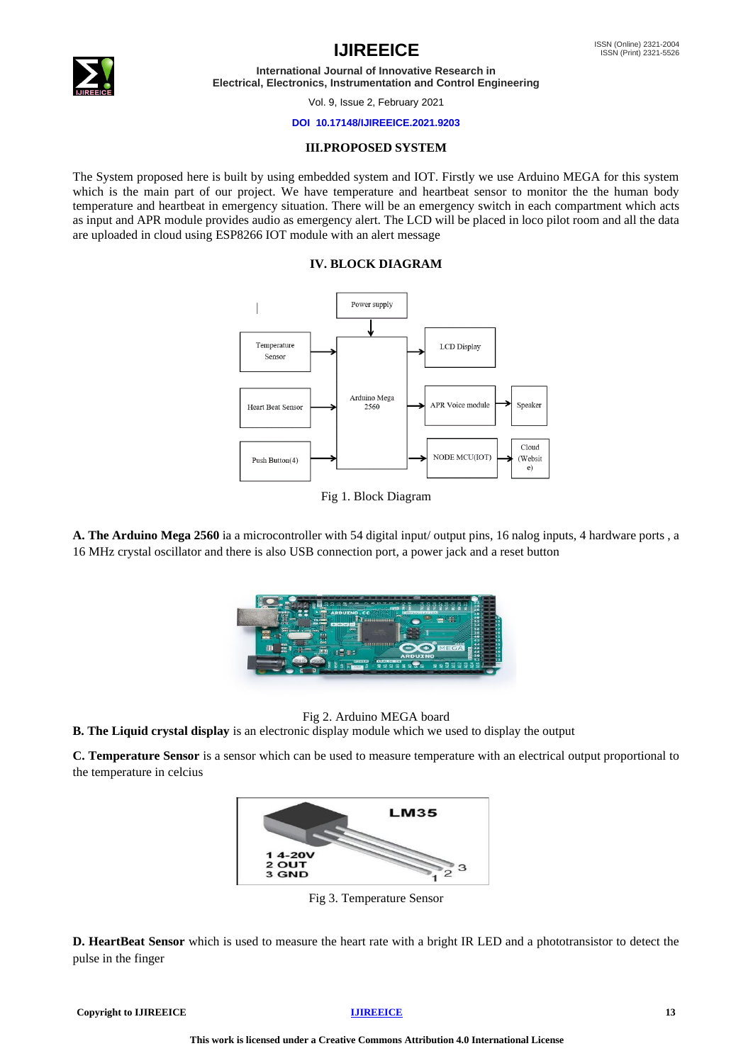## III. PROPOSED SYSTEM

The System proposed here is built by using embedded system and IOT. Firstly we use Arduino MEGA for this system which is the main part of our project. We have temperature and heartbeat sensor to monitor the the human body temperature and heartbeat in emergency situation. There will be an emergency switch in each compartment which acts as input and APR module provides audio as emergency alert. The LCD will be placed in loco pilot room and all the data are uploaded in cloud using ESP8266 IOT module with an alert message

## IV. BLOCK DIAGRAM

Fig 1. Block Diagram

**A. The Arduino Mega 2560** ia a microcontroller with 54 digital input/ output pins, 16 nalog inputs, 4 hardware ports , a 16 MHz crystal oscillator and there is also USB connection port, a power jack and a reset button

Fig 2. Arduino MEGA board

**B. The Liquid crystal display** is an electronic display module which we used to display the output

**C. Temperature Sensor** is a sensor which can be used to measure temperature with an electrical output proportional to the temperature in celcius

Fig 3. Temperature Sensor

**D. HeartBeat Sensor** which is used to measure the heart rate with a bright IR LED and a phototransistor to detect the pulse in the finger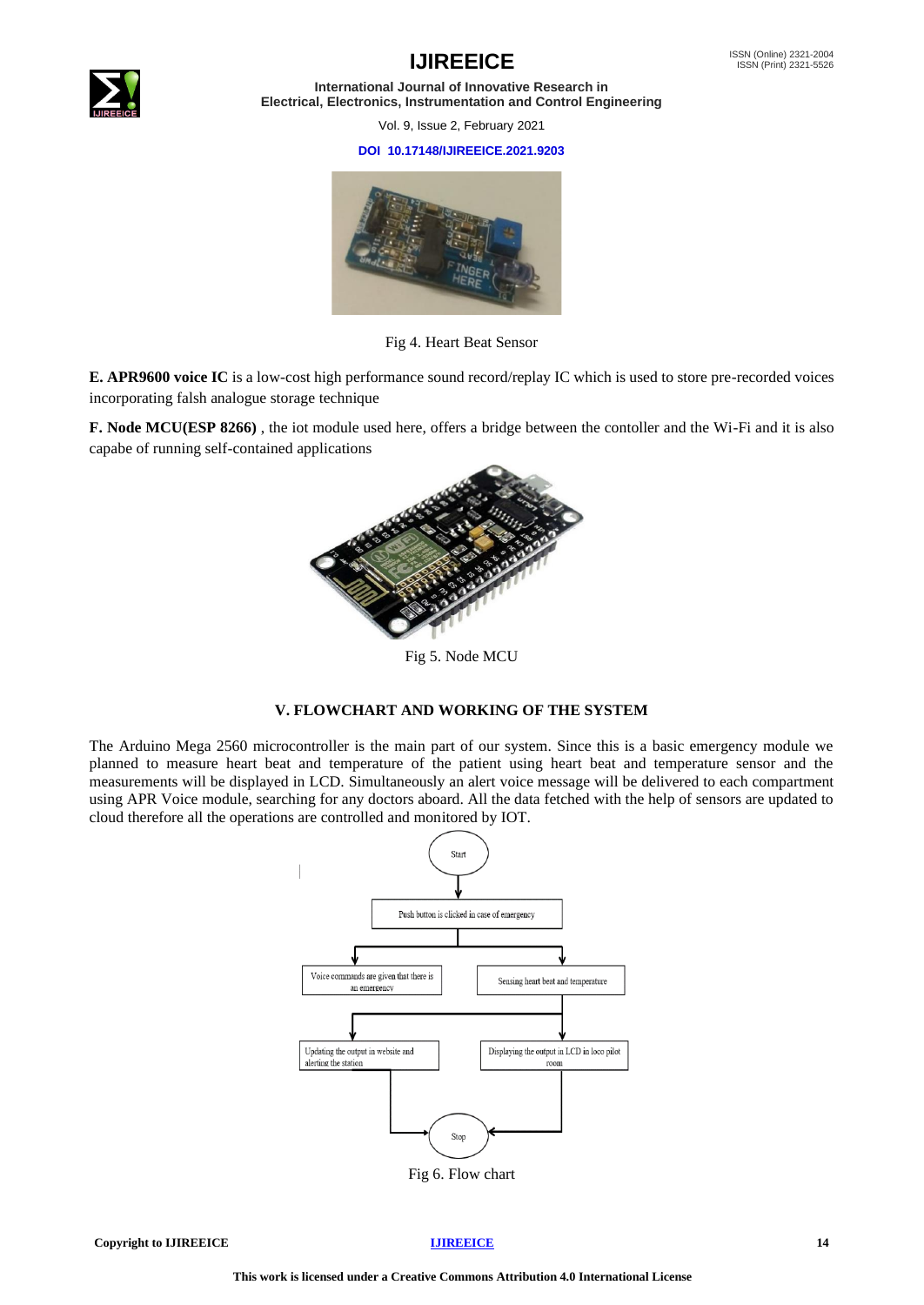Fig 4. Heart Beat Sensor

**E. APR9600 voice IC** is a low-cost high performance sound record/replay IC which is used to store pre-recorded voices incorporating falsh analogue storage technique

**F. Node MCU(ESP 8266)** , the iot module used here, offers a bridge between the contoller and the Wi-Fi and it is also capabe of running self-contained applications

Fig 5. Node MCU

## V. FLOWCHART AND WORKING OF THE SYSTEM

The Arduino Mega 2560 microcontroller is the main part of our system. Since this is a basic emergency module we planned to measure heart beat and temperature of the patient using heart beat and temperature sensor and the measurements will be displayed in LCD. Simultaneously an alert voice message will be delivered to each compartment using APR Voice module, searching for any doctors aboard. All the data fetched with the help of sensors are updated to cloud therefore all the operations are controlled and monitored by IOT.

Start

Push button is clicked in case of emergency

Voice commands are given that there is an emergency

Sensing heart beat and temperature

Updating the output in website and alerting the station

Displaying the output in LCD in loco pilot room

Stop

Fig 6. Flow chart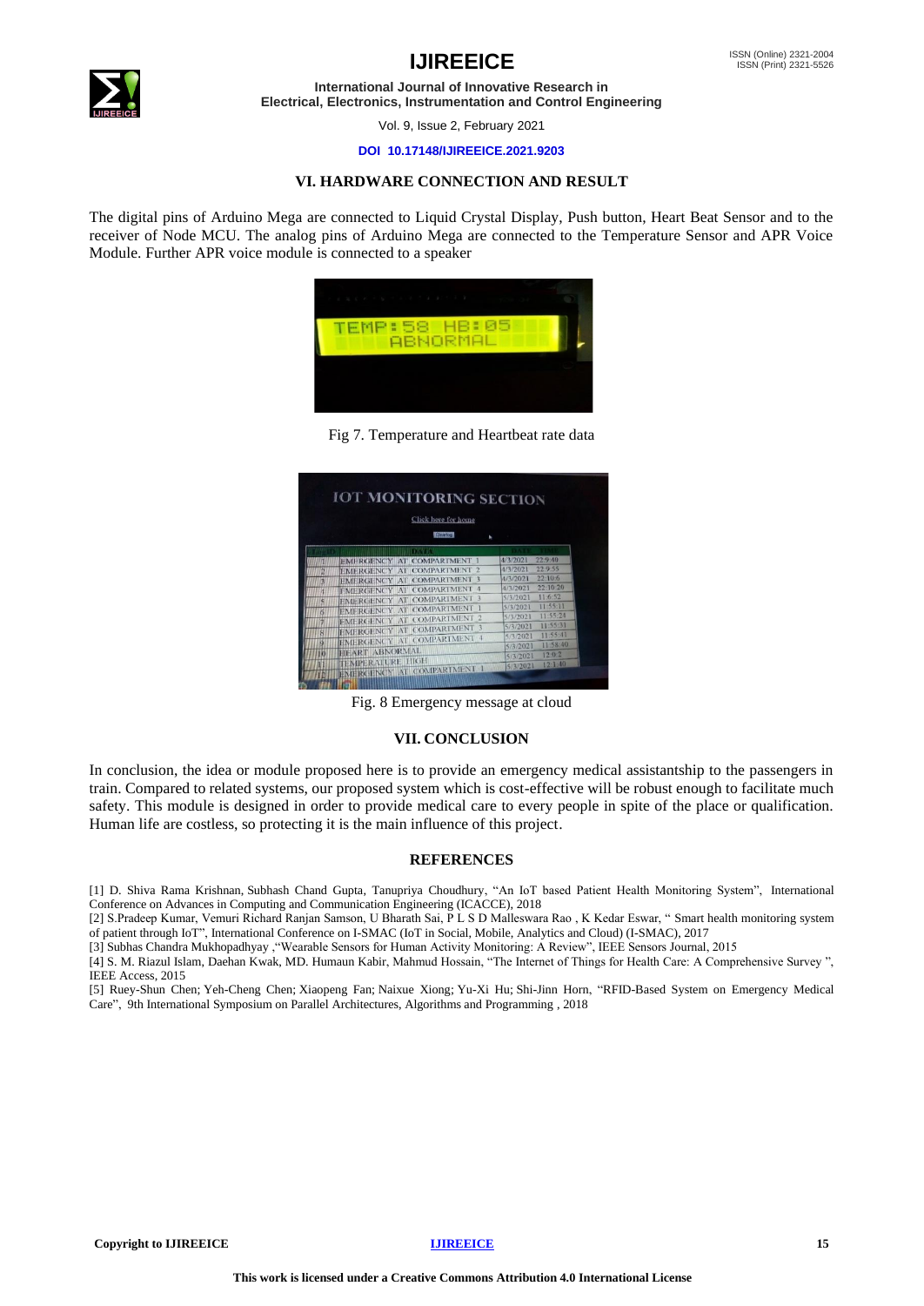## VI. HARDWARE CONNECTION AND RESULT

The digital pins of Arduino Mega are connected to Liquid Crystal Display, Push button, Heart Beat Sensor and to the receiver of Node MCU. The analog pins of Arduino Mega are connected to the Temperature Sensor and APR Voice Module. Further APR voice module is connected to a speaker

Fig 7. Temperature and Heartbeat rate data

Fig. 8 Emergency message at cloud

## VII. CONCLUSION

In conclusion, the idea or module proposed here is to provide an emergency medical assistantship to the passengers in train. Compared to related systems, our proposed system which is cost-effective will be robust enough to facilitate much safety. This module is designed in order to provide medical care to every people in spite of the place or qualification. Human life are costless, so protecting it is the main influence of this project.

## REFERENCES

[1] D. Shiva Rama Krishnan, Subhash Chand Gupta, Tanupriya Choudhury, "An IoT based Patient Health Monitoring System", International Conference on Advances in Computing and Communication Engineering (ICACCE), 2018

[2] S.Pradeep Kumar, Vemuri Richard Ranjan Samson, U Bharath Sai, P L S D Malleswara Rao , K Kedar Eswar, " Smart health monitoring system of patient through IoT", International Conference on I-SMAC (IoT in Social, Mobile, Analytics and Cloud) (I-SMAC), 2017

[3] Subhas Chandra Mukhopadhyay ,"Wearable Sensors for Human Activity Monitoring: A Review", IEEE Sensors Journal, 2015

[4] S. M. Riazul Islam, Daehan Kwak, MD. Humaun Kabir, Mahmud Hossain, "The Internet of Things for Health Care: A Comprehensive Survey ", IEEE Access, 2015

[5] Ruey-Shun Chen; Yeh-Cheng Chen; Xiaopeng Fan; Naixue Xiong; Yu-Xi Hu; Shi-Jinn Horn, "RFID-Based System on Emergency Medical Care", 9th International Symposium on Parallel Architectures, Algorithms and Programming , 2018